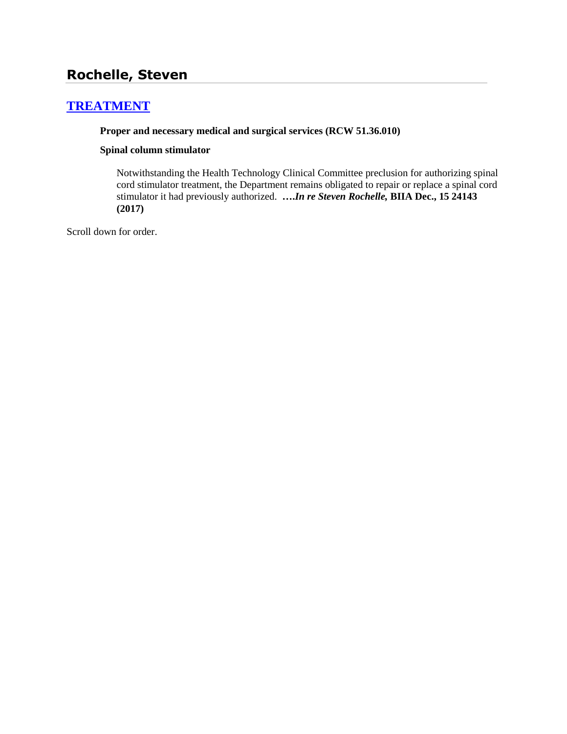## Rochelle, Steven

### [TREATMENT]

**Proper and necessary medical and surgical services (RCW 51.36.010)**

**Spinal column stimulator**

Notwithstanding the Health Technology Clinical Committee preclusion for authorizing spinal cord stimulator treatment, the Department remains obligated to repair or replace a spinal cord stimulator it had previously authorized. ****….In re Steven Rochelle,* BIIA Dec., 15 24143 (2017)**

Scroll down for order.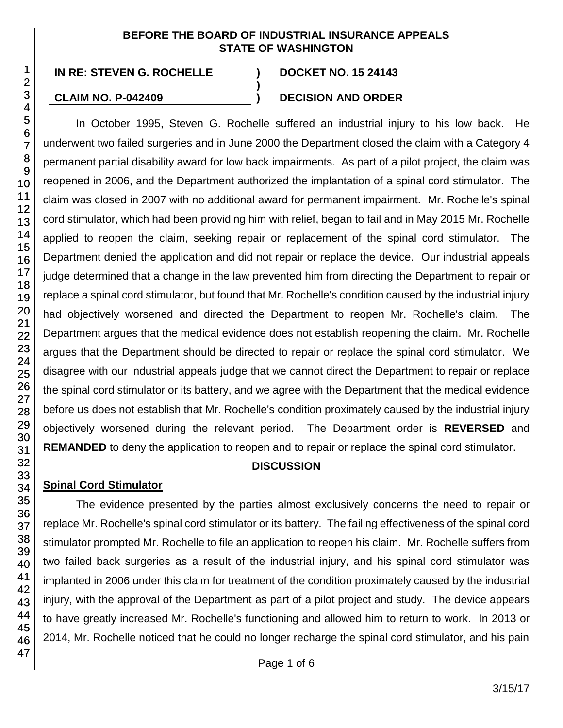**BEFORE THE BOARD OF INDUSTRIAL INSURANCE APPEALS**
**STATE OF WASHINGTON**

| | | |
|---|---|---|
| **IN RE: STEVEN G. ROCHELLE** | **)** | **DOCKET NO. 15 24143** |
| | **)** | |
| **CLAIM NO. P-042409** | **)** | **DECISION AND ORDER** |

In October 1995, Steven G. Rochelle suffered an industrial injury to his low back. He underwent two failed surgeries and in June 2000 the Department closed the claim with a Category 4 permanent partial disability award for low back impairments. As part of a pilot project, the claim was reopened in 2006, and the Department authorized the implantation of a spinal cord stimulator. The claim was closed in 2007 with no additional award for permanent impairment. Mr. Rochelle's spinal cord stimulator, which had been providing him with relief, began to fail and in May 2015 Mr. Rochelle applied to reopen the claim, seeking repair or replacement of the spinal cord stimulator. The Department denied the application and did not repair or replace the device. Our industrial appeals judge determined that a change in the law prevented him from directing the Department to repair or replace a spinal cord stimulator, but found that Mr. Rochelle's condition caused by the industrial injury had objectively worsened and directed the Department to reopen Mr. Rochelle's claim. The Department argues that the medical evidence does not establish reopening the claim. Mr. Rochelle argues that the Department should be directed to repair or replace the spinal cord stimulator. We disagree with our industrial appeals judge that we cannot direct the Department to repair or replace the spinal cord stimulator or its battery, and we agree with the Department that the medical evidence before us does not establish that Mr. Rochelle's condition proximately caused by the industrial injury objectively worsened during the relevant period. The Department order is **REVERSED** and **REMANDED** to deny the application to reopen and to repair or replace the spinal cord stimulator.

## DISCUSSION

### Spinal Cord Stimulator

The evidence presented by the parties almost exclusively concerns the need to repair or replace Mr. Rochelle's spinal cord stimulator or its battery. The failing effectiveness of the spinal cord stimulator prompted Mr. Rochelle to file an application to reopen his claim. Mr. Rochelle suffers from two failed back surgeries as a result of the industrial injury, and his spinal cord stimulator was implanted in 2006 under this claim for treatment of the condition proximately caused by the industrial injury, with the approval of the Department as part of a pilot project and study. The device appears to have greatly increased Mr. Rochelle's functioning and allowed him to return to work. In 2013 or 2014, Mr. Rochelle noticed that he could no longer recharge the spinal cord stimulator, and his pain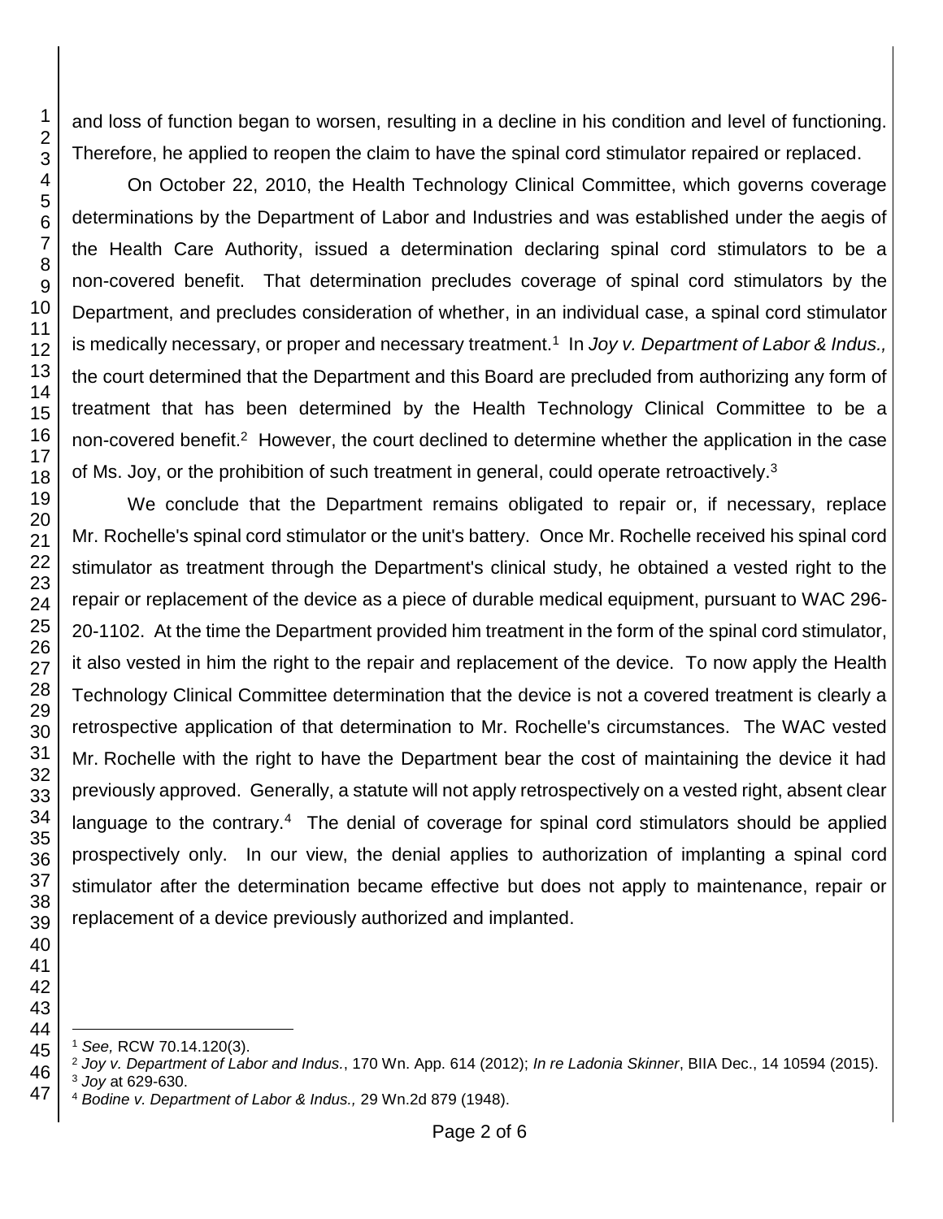and loss of function began to worsen, resulting in a decline in his condition and level of functioning. Therefore, he applied to reopen the claim to have the spinal cord stimulator repaired or replaced.

On October 22, 2010, the Health Technology Clinical Committee, which governs coverage determinations by the Department of Labor and Industries and was established under the aegis of the Health Care Authority, issued a determination declaring spinal cord stimulators to be a non-covered benefit. That determination precludes coverage of spinal cord stimulators by the Department, and precludes consideration of whether, in an individual case, a spinal cord stimulator is medically necessary, or proper and necessary treatment.[1] In *Joy v. Department of Labor & Indus.,* the court determined that the Department and this Board are precluded from authorizing any form of treatment that has been determined by the Health Technology Clinical Committee to be a non-covered benefit.[2] However, the court declined to determine whether the application in the case of Ms. Joy, or the prohibition of such treatment in general, could operate retroactively.[3]

We conclude that the Department remains obligated to repair or, if necessary, replace Mr. Rochelle's spinal cord stimulator or the unit's battery. Once Mr. Rochelle received his spinal cord stimulator as treatment through the Department's clinical study, he obtained a vested right to the repair or replacement of the device as a piece of durable medical equipment, pursuant to WAC 296-20-1102. At the time the Department provided him treatment in the form of the spinal cord stimulator, it also vested in him the right to the repair and replacement of the device. To now apply the Health Technology Clinical Committee determination that the device is not a covered treatment is clearly a retrospective application of that determination to Mr. Rochelle's circumstances. The WAC vested Mr. Rochelle with the right to have the Department bear the cost of maintaining the device it had previously approved. Generally, a statute will not apply retrospectively on a vested right, absent clear language to the contrary.[4] The denial of coverage for spinal cord stimulators should be applied prospectively only. In our view, the denial applies to authorization of implanting a spinal cord stimulator after the determination became effective but does not apply to maintenance, repair or replacement of a device previously authorized and implanted.

---

[1] *See,* RCW 70.14.120(3).

[2] *Joy v. Department of Labor and Indus.*, 170 Wn. App. 614 (2012); *In re Ladonia Skinner*, BIIA Dec., 14 10594 (2015).

[3] *Joy* at 629-630.

[4] *Bodine v. Department of Labor & Indus.,* 29 Wn.2d 879 (1948).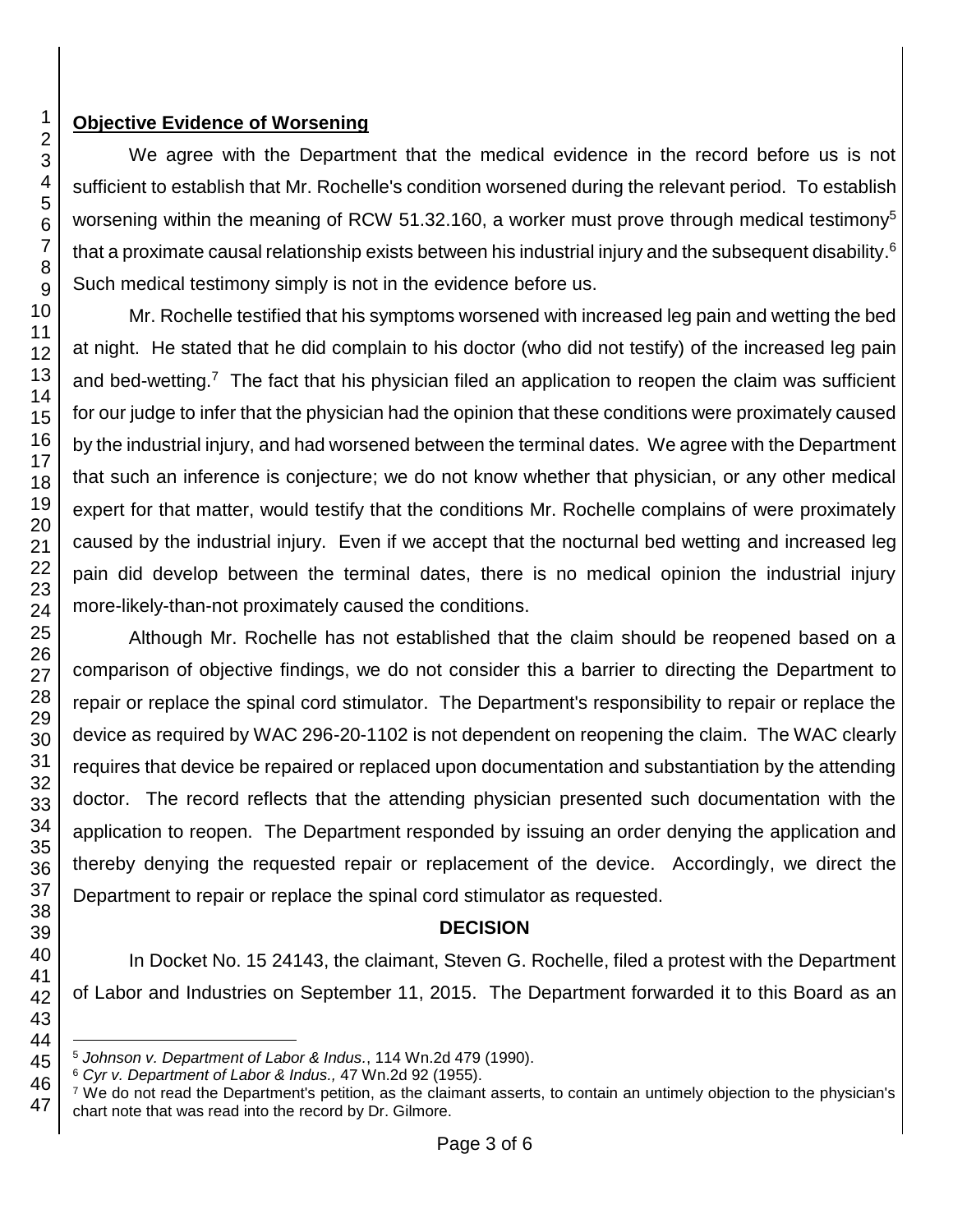**Objective Evidence of Worsening**

We agree with the Department that the medical evidence in the record before us is not sufficient to establish that Mr. Rochelle's condition worsened during the relevant period. To establish worsening within the meaning of RCW 51.32.160, a worker must prove through medical testimony[5] that a proximate causal relationship exists between his industrial injury and the subsequent disability.[6] Such medical testimony simply is not in the evidence before us.

Mr. Rochelle testified that his symptoms worsened with increased leg pain and wetting the bed at night. He stated that he did complain to his doctor (who did not testify) of the increased leg pain and bed-wetting.[7] The fact that his physician filed an application to reopen the claim was sufficient for our judge to infer that the physician had the opinion that these conditions were proximately caused by the industrial injury, and had worsened between the terminal dates. We agree with the Department that such an inference is conjecture; we do not know whether that physician, or any other medical expert for that matter, would testify that the conditions Mr. Rochelle complains of were proximately caused by the industrial injury. Even if we accept that the nocturnal bed wetting and increased leg pain did develop between the terminal dates, there is no medical opinion the industrial injury more-likely-than-not proximately caused the conditions.

Although Mr. Rochelle has not established that the claim should be reopened based on a comparison of objective findings, we do not consider this a barrier to directing the Department to repair or replace the spinal cord stimulator. The Department's responsibility to repair or replace the device as required by WAC 296-20-1102 is not dependent on reopening the claim. The WAC clearly requires that device be repaired or replaced upon documentation and substantiation by the attending doctor. The record reflects that the attending physician presented such documentation with the application to reopen. The Department responded by issuing an order denying the application and thereby denying the requested repair or replacement of the device. Accordingly, we direct the Department to repair or replace the spinal cord stimulator as requested.

**DECISION**

In Docket No. 15 24143, the claimant, Steven G. Rochelle, filed a protest with the Department of Labor and Industries on September 11, 2015. The Department forwarded it to this Board as an

[5] *Johnson v. Department of Labor & Indus.*, 114 Wn.2d 479 (1990).

[6] *Cyr v. Department of Labor & Indus.,* 47 Wn.2d 92 (1955).

[7] We do not read the Department's petition, as the claimant asserts, to contain an untimely objection to the physician's chart note that was read into the record by Dr. Gilmore.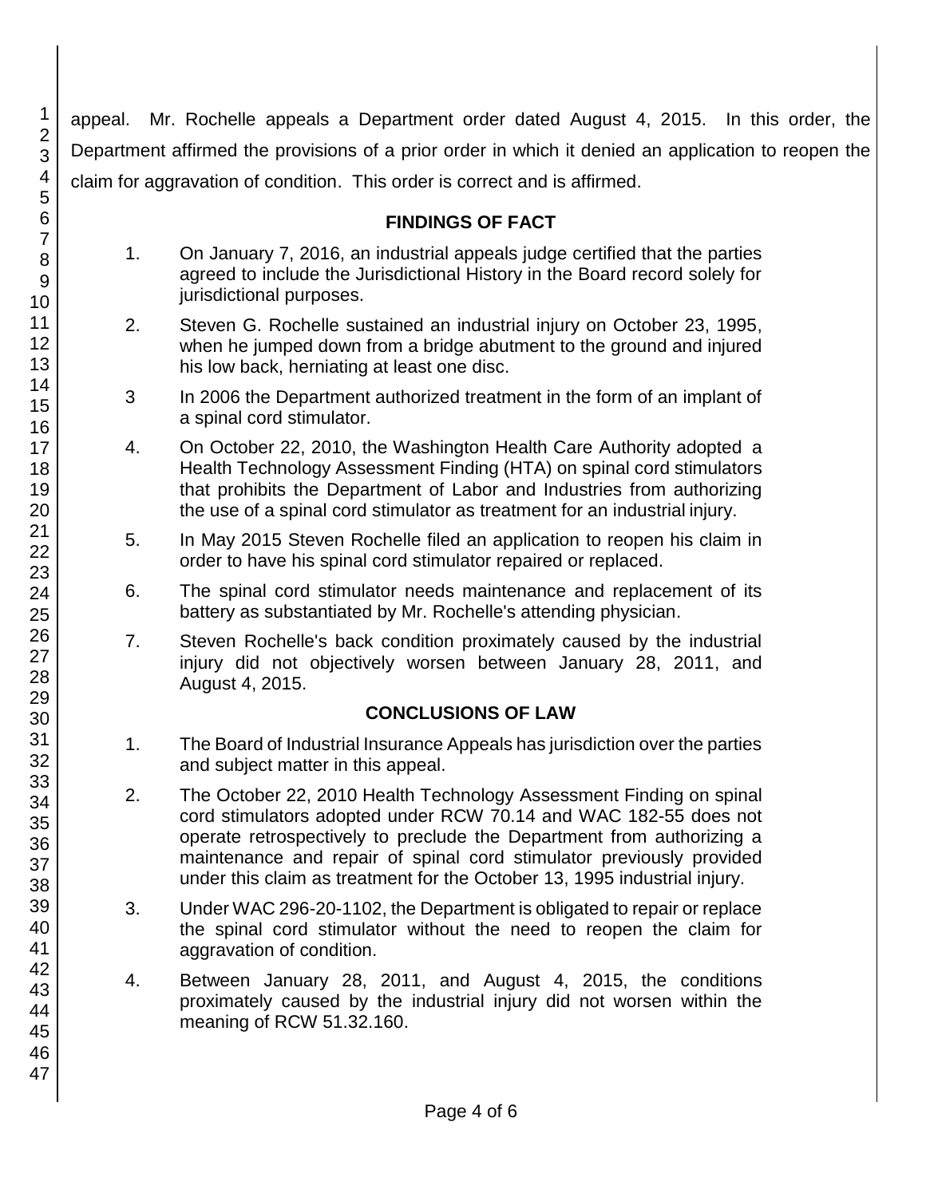appeal. Mr. Rochelle appeals a Department order dated August 4, 2015. In this order, the Department affirmed the provisions of a prior order in which it denied an application to reopen the claim for aggravation of condition. This order is correct and is affirmed.

## FINDINGS OF FACT

1. On January 7, 2016, an industrial appeals judge certified that the parties agreed to include the Jurisdictional History in the Board record solely for jurisdictional purposes.

2. Steven G. Rochelle sustained an industrial injury on October 23, 1995, when he jumped down from a bridge abutment to the ground and injured his low back, herniating at least one disc.

3 In 2006 the Department authorized treatment in the form of an implant of a spinal cord stimulator.

4. On October 22, 2010, the Washington Health Care Authority adopted a Health Technology Assessment Finding (HTA) on spinal cord stimulators that prohibits the Department of Labor and Industries from authorizing the use of a spinal cord stimulator as treatment for an industrial injury.

5. In May 2015 Steven Rochelle filed an application to reopen his claim in order to have his spinal cord stimulator repaired or replaced.

6. The spinal cord stimulator needs maintenance and replacement of its battery as substantiated by Mr. Rochelle's attending physician.

7. Steven Rochelle's back condition proximately caused by the industrial injury did not objectively worsen between January 28, 2011, and August 4, 2015.

## CONCLUSIONS OF LAW

1. The Board of Industrial Insurance Appeals has jurisdiction over the parties and subject matter in this appeal.

2. The October 22, 2010 Health Technology Assessment Finding on spinal cord stimulators adopted under RCW 70.14 and WAC 182-55 does not operate retrospectively to preclude the Department from authorizing a maintenance and repair of spinal cord stimulator previously provided under this claim as treatment for the October 13, 1995 industrial injury.

3. Under WAC 296-20-1102, the Department is obligated to repair or replace the spinal cord stimulator without the need to reopen the claim for aggravation of condition.

4. Between January 28, 2011, and August 4, 2015, the conditions proximately caused by the industrial injury did not worsen within the meaning of RCW 51.32.160.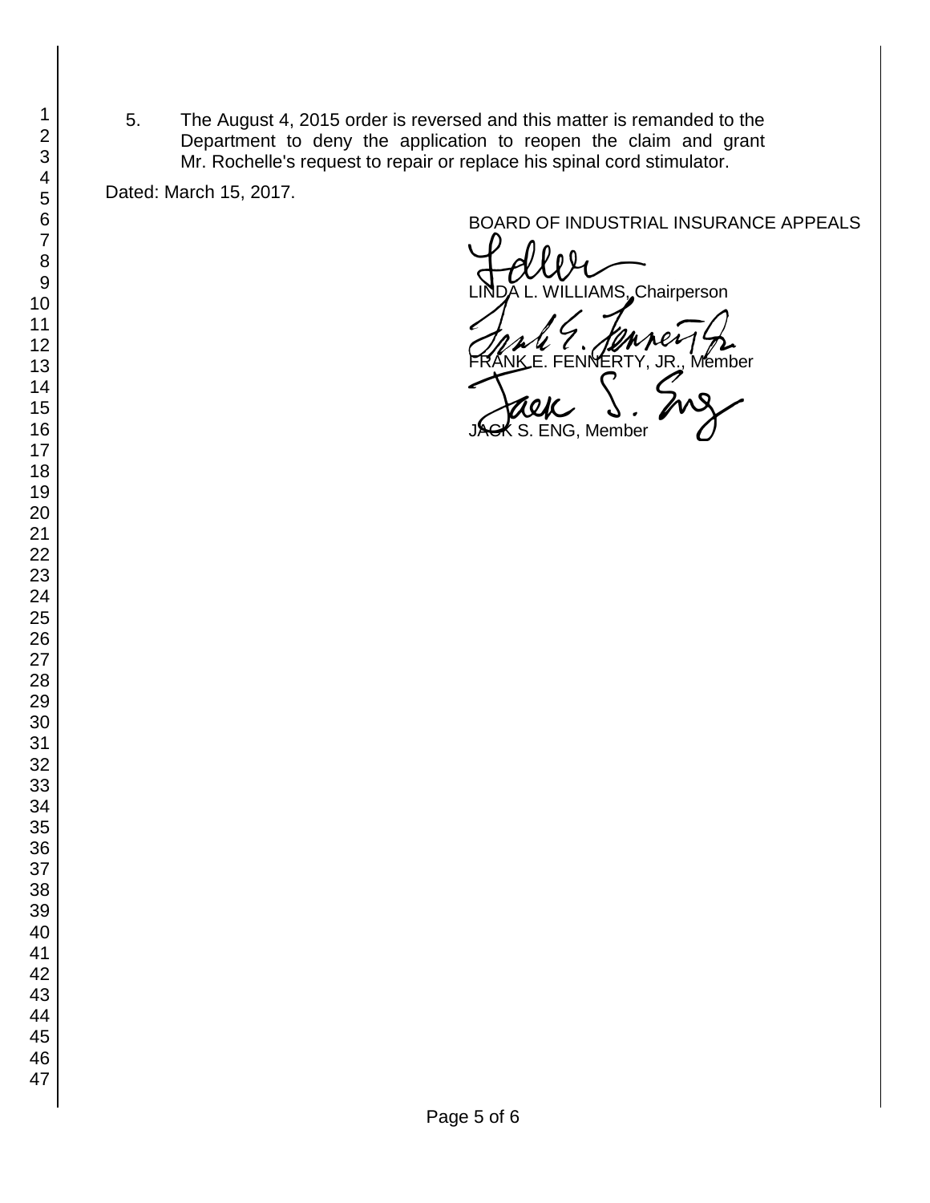5. The August 4, 2015 order is reversed and this matter is remanded to the Department to deny the application to reopen the claim and grant Mr. Rochelle's request to repair or replace his spinal cord stimulator.

Dated: March 15, 2017.

BOARD OF INDUSTRIAL INSURANCE APPEALS

LINDA L. WILLIAMS, Chairperson

FRANK E. FENNERTY, JR., Member

JACK S. ENG, Member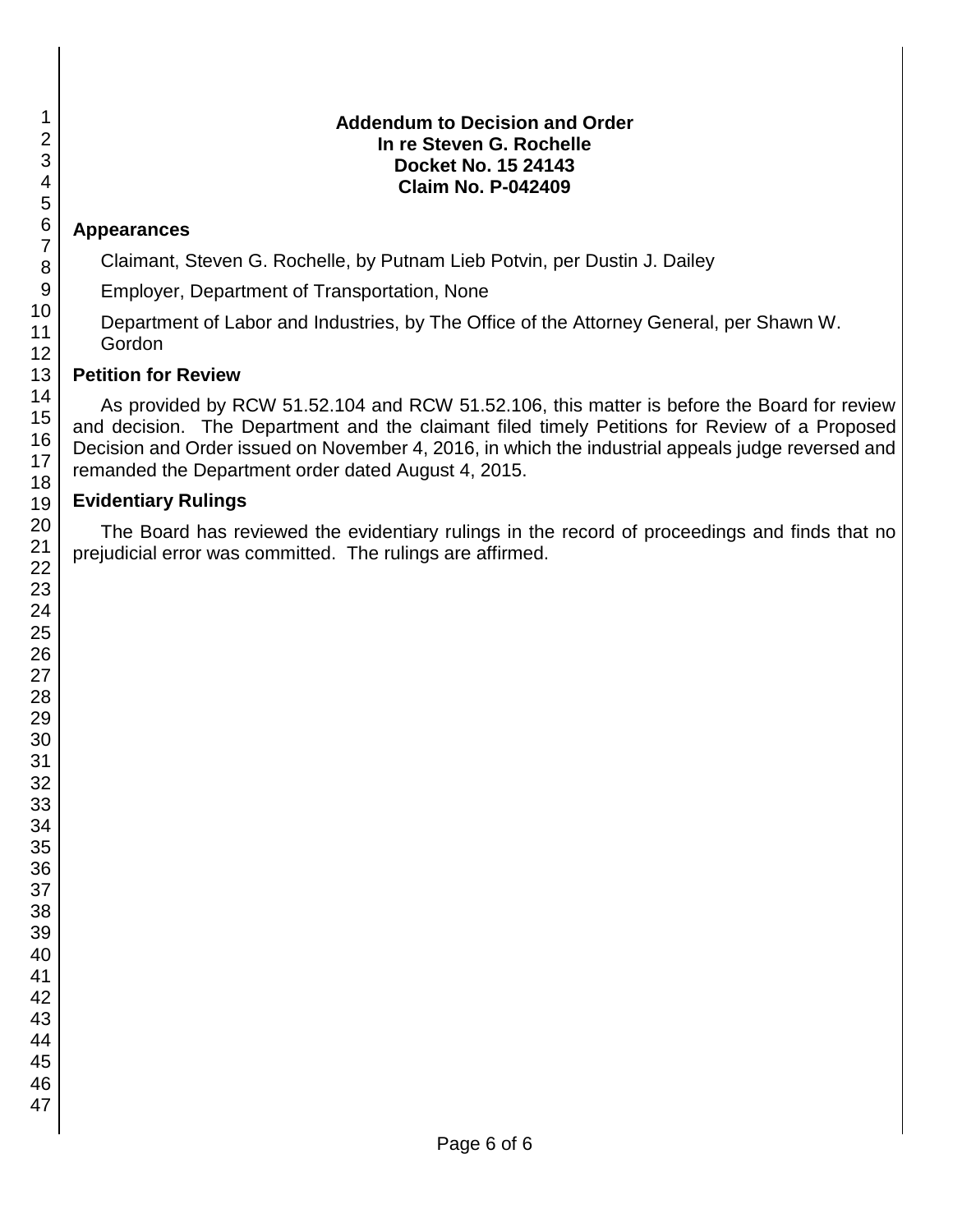**Addendum to Decision and Order**
**In re Steven G. Rochelle**
**Docket No. 15 24143**
**Claim No. P-042409**

## Appearances

Claimant, Steven G. Rochelle, by Putnam Lieb Potvin, per Dustin J. Dailey

Employer, Department of Transportation, None

Department of Labor and Industries, by The Office of the Attorney General, per Shawn W. Gordon

## Petition for Review

As provided by RCW 51.52.104 and RCW 51.52.106, this matter is before the Board for review and decision. The Department and the claimant filed timely Petitions for Review of a Proposed Decision and Order issued on November 4, 2016, in which the industrial appeals judge reversed and remanded the Department order dated August 4, 2015.

## Evidentiary Rulings

The Board has reviewed the evidentiary rulings in the record of proceedings and finds that no prejudicial error was committed. The rulings are affirmed.